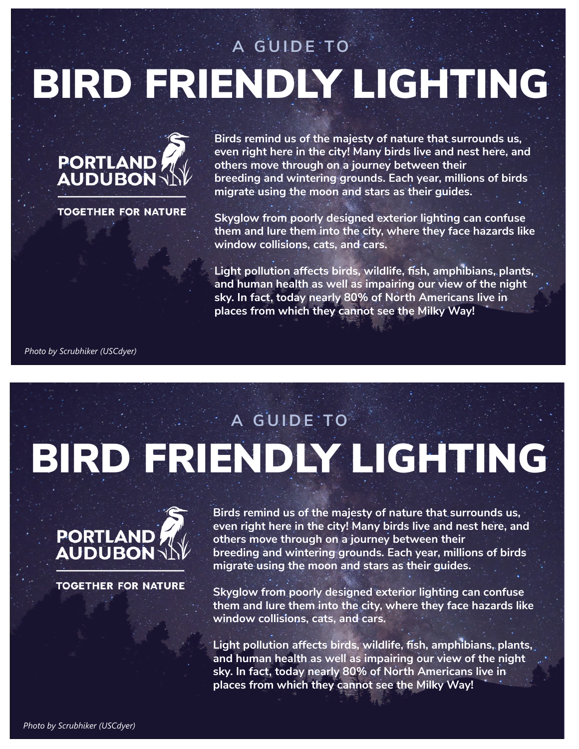A GUIDE TO

# BIRD FRIENDLY LIGHTING

PORTLAND AUDUBON

TOGETHER FOR NATURE

**Birds remind us of the majesty of nature that surrounds us, even right here in the city! Many birds live and nest here, and others move through on a journey between their breeding and wintering grounds. Each year, millions of birds migrate using the moon and stars as their guides.**

**Skyglow from poorly designed exterior lighting can confuse them and lure them into the city, where they face hazards like window collisions, cats, and cars.**

**Light pollution affects birds, wildlife, fish, amphibians, plants, and human health as well as impairing our view of the night sky. In fact, today nearly 80% of North Americans live in places from which they cannot see the Milky Way!**

*Photo by Scrubhiker (USCdyer)*

A GUIDE TO

# BIRD FRIENDLY LIGHTING

PORTLAND AUDUBON

TOGETHER FOR NATURE

**Birds remind us of the majesty of nature that surrounds us, even right here in the city! Many birds live and nest here, and others move through on a journey between their breeding and wintering grounds. Each year, millions of birds migrate using the moon and stars as their guides.**

**Skyglow from poorly designed exterior lighting can confuse them and lure them into the city, where they face hazards like window collisions, cats, and cars.**

**Light pollution affects birds, wildlife, fish, amphibians, plants, and human health as well as impairing our view of the night sky. In fact, today nearly 80% of North Americans live in places from which they cannot see the Milky Way!**

*Photo by Scrubhiker (USCdyer)*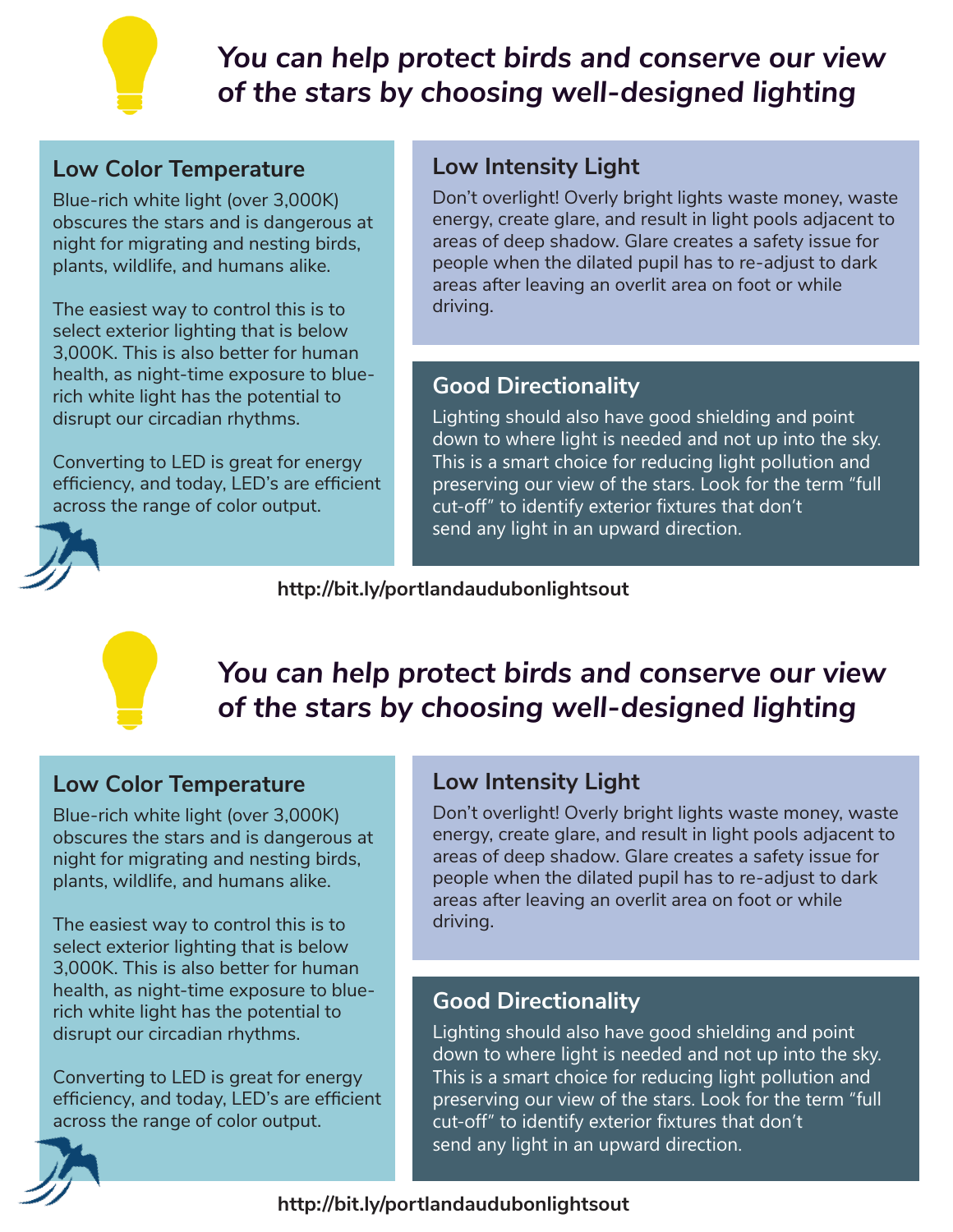## *You can help protect birds and conserve our view of the stars by choosing well-designed lighting*

### Low Color Temperature

Blue-rich white light (over 3,000K) obscures the stars and is dangerous at night for migrating and nesting birds, plants, wildlife, and humans alike.

The easiest way to control this is to select exterior lighting that is below 3,000K. This is also better for human health, as night-time exposure to blue-rich white light has the potential to disrupt our circadian rhythms.

Converting to LED is great for energy efficiency, and today, LED's are efficient across the range of color output.

### Low Intensity Light

Don't overlight! Overly bright lights waste money, waste energy, create glare, and result in light pools adjacent to areas of deep shadow. Glare creates a safety issue for people when the dilated pupil has to re-adjust to dark areas after leaving an overlit area on foot or while driving.

### Good Directionality

Lighting should also have good shielding and point down to where light is needed and not up into the sky. This is a smart choice for reducing light pollution and preserving our view of the stars. Look for the term "full cut-off" to identify exterior fixtures that don't send any light in an upward direction.

**http://bit.ly/portlandaudubonlightsout**

## *You can help protect birds and conserve our view of the stars by choosing well-designed lighting*

### Low Color Temperature

Blue-rich white light (over 3,000K) obscures the stars and is dangerous at night for migrating and nesting birds, plants, wildlife, and humans alike.

The easiest way to control this is to select exterior lighting that is below 3,000K. This is also better for human health, as night-time exposure to blue-rich white light has the potential to disrupt our circadian rhythms.

Converting to LED is great for energy efficiency, and today, LED's are efficient across the range of color output.

### Low Intensity Light

Don't overlight! Overly bright lights waste money, waste energy, create glare, and result in light pools adjacent to areas of deep shadow. Glare creates a safety issue for people when the dilated pupil has to re-adjust to dark areas after leaving an overlit area on foot or while driving.

### Good Directionality

Lighting should also have good shielding and point down to where light is needed and not up into the sky. This is a smart choice for reducing light pollution and preserving our view of the stars. Look for the term "full cut-off" to identify exterior fixtures that don't send any light in an upward direction.

**http://bit.ly/portlandaudubonlightsout**